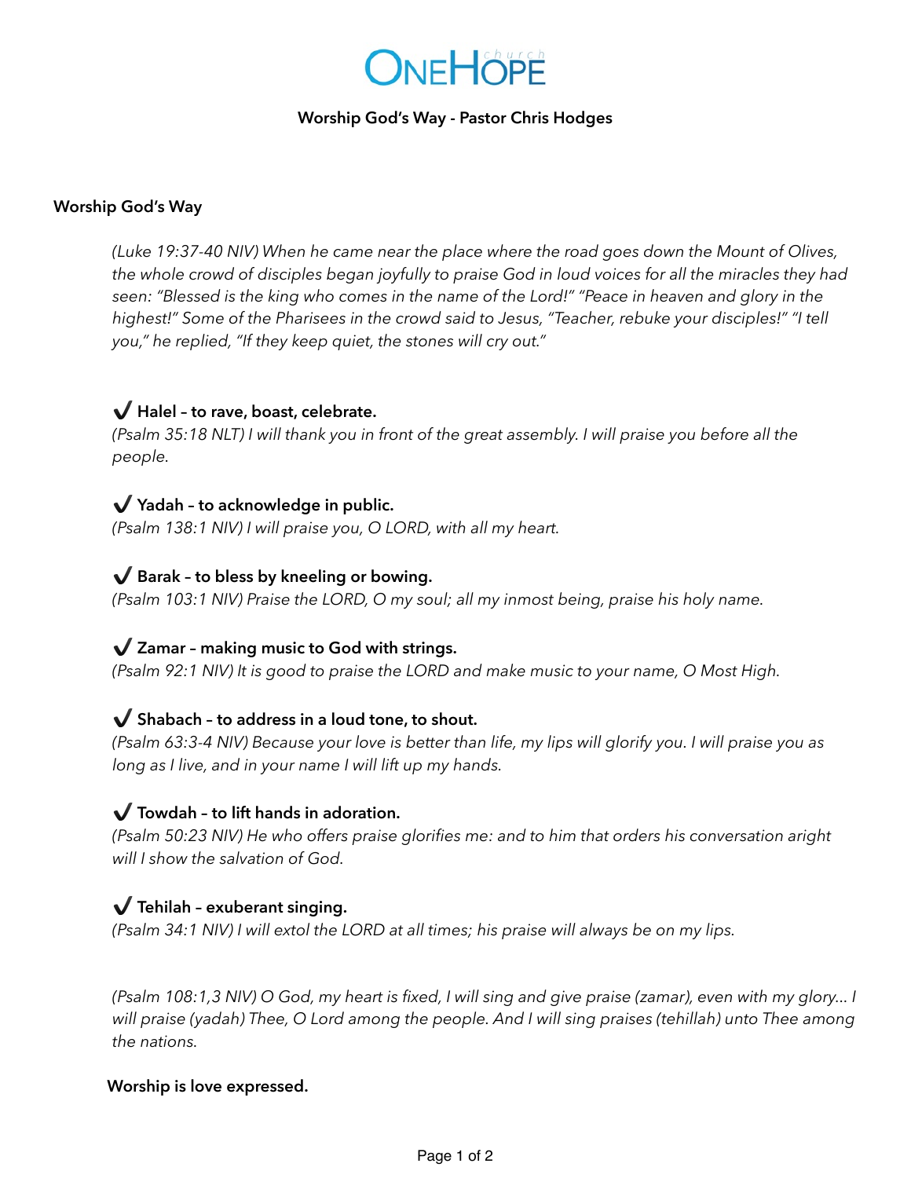ONEHOPE church

**Worship God's Way - Pastor Chris Hodges**

## Worship God's Way

*(Luke 19:37-40 NIV) When he came near the place where the road goes down the Mount of Olives, the whole crowd of disciples began joyfully to praise God in loud voices for all the miracles they had seen: "Blessed is the king who comes in the name of the Lord!" "Peace in heaven and glory in the highest!" Some of the Pharisees in the crowd said to Jesus, "Teacher, rebuke your disciples!" "I tell you," he replied, "If they keep quiet, the stones will cry out."*

✔ **Halel – to rave, boast, celebrate.**
*(Psalm 35:18 NLT) I will thank you in front of the great assembly. I will praise you before all the people.*

✔ **Yadah – to acknowledge in public.**
*(Psalm 138:1 NIV) I will praise you, O LORD, with all my heart.*

✔ **Barak – to bless by kneeling or bowing.**
*(Psalm 103:1 NIV) Praise the LORD, O my soul; all my inmost being, praise his holy name.*

✔ **Zamar – making music to God with strings.**
*(Psalm 92:1 NIV) It is good to praise the LORD and make music to your name, O Most High.*

✔ **Shabach – to address in a loud tone, to shout.**
*(Psalm 63:3-4 NIV) Because your love is better than life, my lips will glorify you. I will praise you as long as I live, and in your name I will lift up my hands.*

✔ **Towdah – to lift hands in adoration.**
*(Psalm 50:23 NIV) He who offers praise glorifies me: and to him that orders his conversation aright will I show the salvation of God.*

✔ **Tehilah – exuberant singing.**
*(Psalm 34:1 NIV) I will extol the LORD at all times; his praise will always be on my lips.*

*(Psalm 108:1,3 NIV) O God, my heart is fixed, I will sing and give praise (zamar), even with my glory... I will praise (yadah) Thee, O Lord among the people. And I will sing praises (tehillah) unto Thee among the nations.*

**Worship is love expressed.**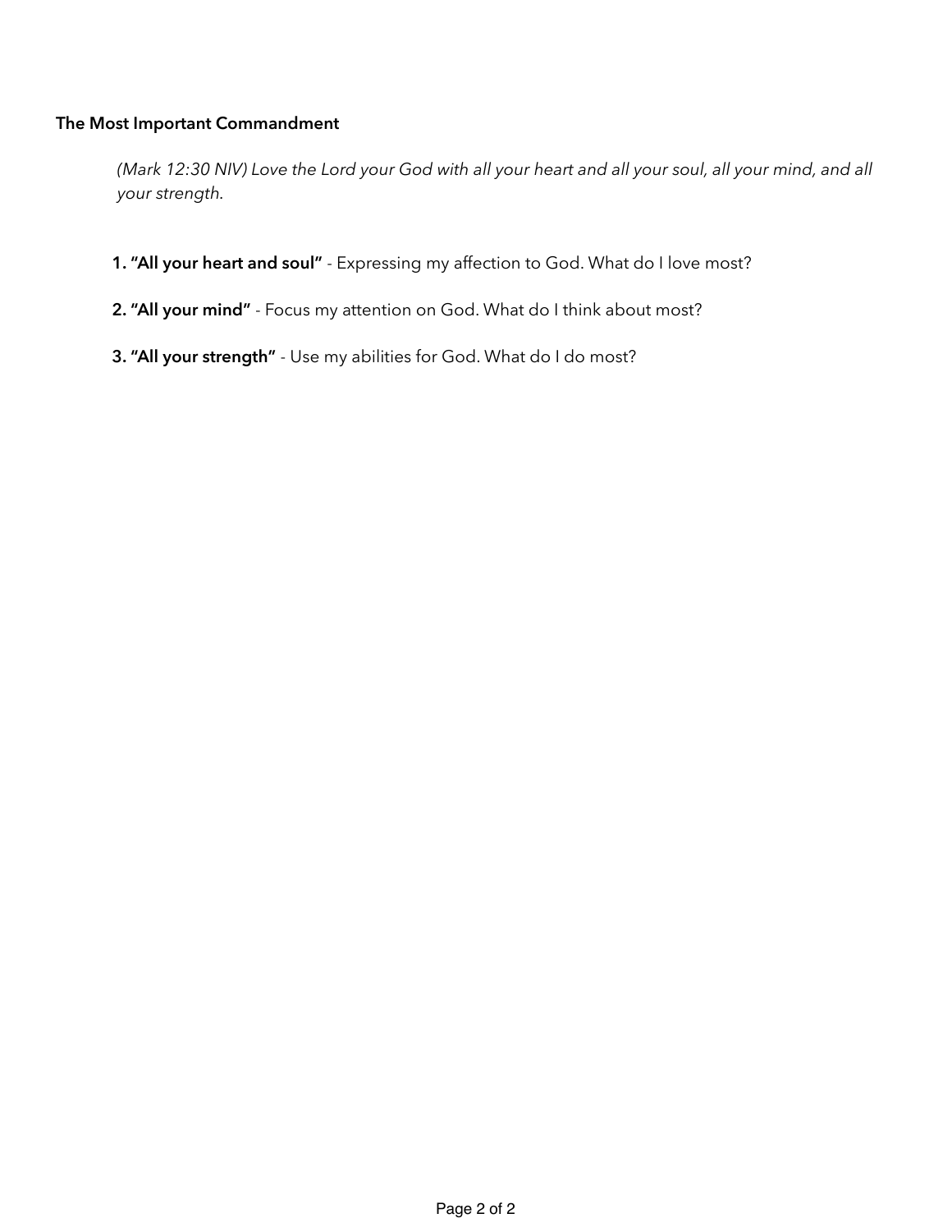**The Most Important Commandment**

*(Mark 12:30 NIV) Love the Lord your God with all your heart and all your soul, all your mind, and all your strength.*

1. **"All your heart and soul"** - Expressing my affection to God. What do I love most?

2. **"All your mind"** - Focus my attention on God. What do I think about most?

3. **"All your strength"** - Use my abilities for God. What do I do most?